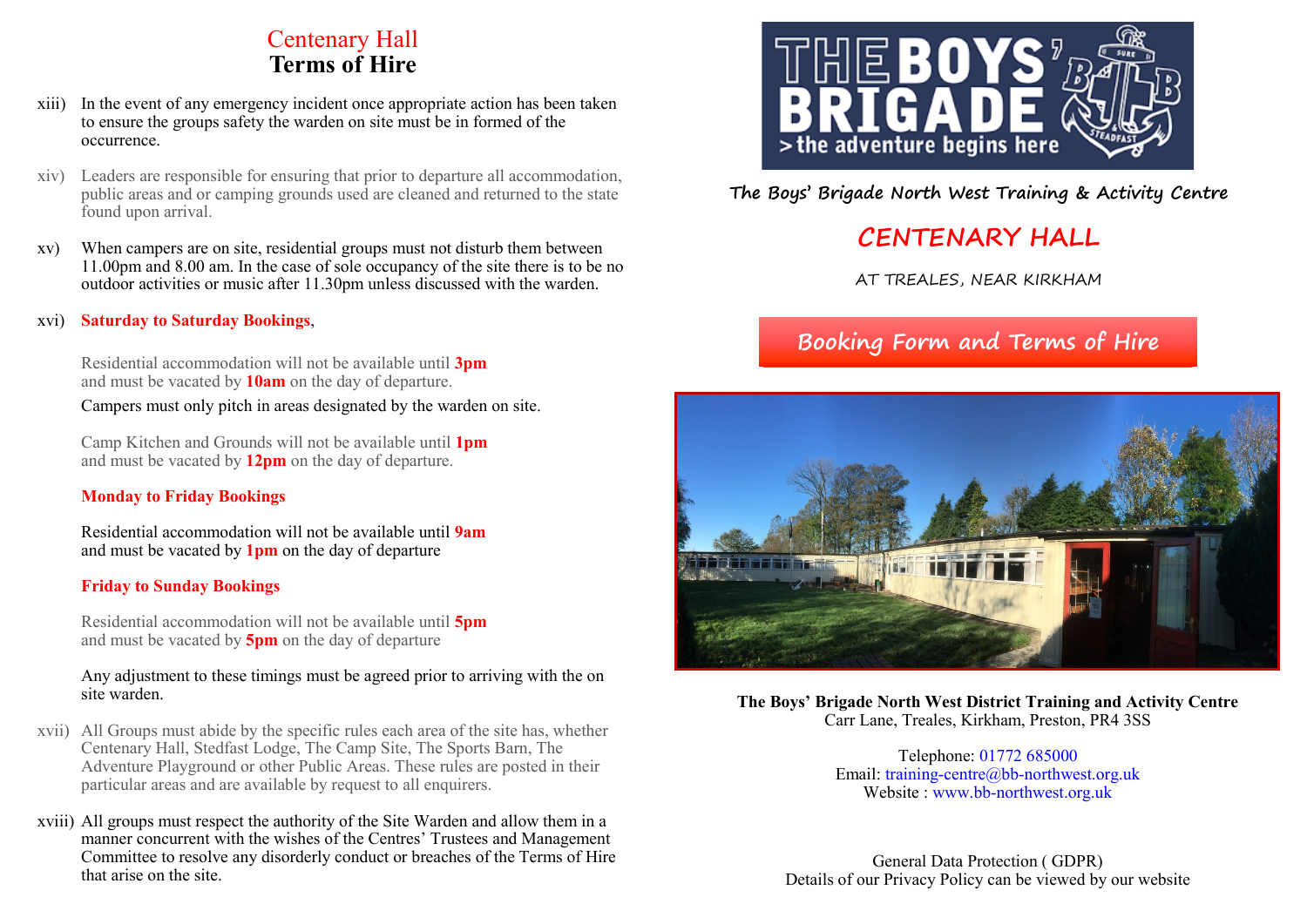# Centenary Hall
## Terms of Hire

xiii) In the event of any emergency incident once appropriate action has been taken to ensure the groups safety the warden on site must be in formed of the occurrence.

xiv) Leaders are responsible for ensuring that prior to departure all accommodation, public areas and or camping grounds used are cleaned and returned to the state found upon arrival.

xv) When campers are on site, residential groups must not disturb them between 11.00pm and 8.00 am. In the case of sole occupancy of the site there is to be no outdoor activities or music after 11.30pm unless discussed with the warden.

xvi) **Saturday to Saturday Bookings**,

Residential accommodation will not be available until **3pm** and must be vacated by **10am** on the day of departure.

Campers must only pitch in areas designated by the warden on site.

Camp Kitchen and Grounds will not be available until **1pm** and must be vacated by **12pm** on the day of departure.

**Monday to Friday Bookings**

Residential accommodation will not be available until **9am** and must be vacated by **1pm** on the day of departure

**Friday to Sunday Bookings**

Residential accommodation will not be available until **5pm** and must be vacated by **5pm** on the day of departure

Any adjustment to these timings must be agreed prior to arriving with the on site warden.

xvii) All Groups must abide by the specific rules each area of the site has, whether Centenary Hall, Stedfast Lodge, The Camp Site, The Sports Barn, The Adventure Playground or other Public Areas. These rules are posted in their particular areas and are available by request to all enquirers.

xviii) All groups must respect the authority of the Site Warden and allow them in a manner concurrent with the wishes of the Centres' Trustees and Management Committee to resolve any disorderly conduct or breaches of the Terms of Hire that arise on the site.

THE BOYS' BRIGADE
> the adventure begins here

**The Boys' Brigade North West Training & Activity Centre**

# CENTENARY HALL

AT TREALES, NEAR KIRKHAM

## Booking Form and Terms of Hire

**The Boys' Brigade North West District Training and Activity Centre**
Carr Lane, Treales, Kirkham, Preston, PR4 3SS

Telephone: 01772 685000
Email: training-centre@bb-northwest.org.uk
Website : www.bb-northwest.org.uk

General Data Protection ( GDPR)
Details of our Privacy Policy can be viewed by our website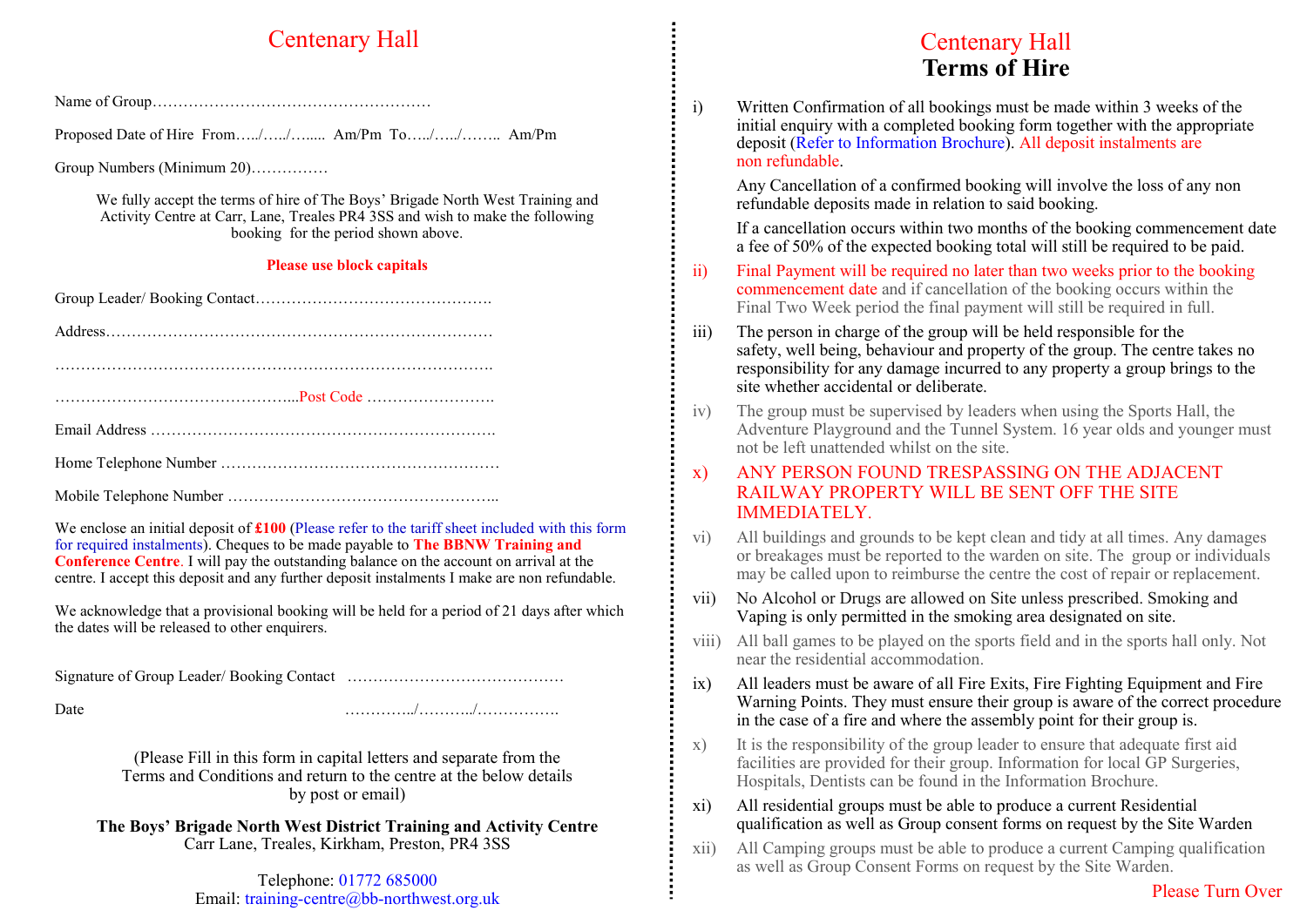# Centenary Hall

Name of Group……………………………………………………

Proposed Date of Hire From…../…../…..... Am/Pm To…../…../…….. Am/Pm

Group Numbers (Minimum 20)……………

We fully accept the terms of hire of The Boys' Brigade North West Training and Activity Centre at Carr, Lane, Treales PR4 3SS and wish to make the following booking for the period shown above.

**Please use block capitals**

Group Leader/ Booking Contact……………………………………….

Address……………………………………………………………………

……………………………………………………………………………….

………………………………………...Post Code …………………….

Email Address ………………………………………………………….

Home Telephone Number ………………………………………………

Mobile Telephone Number ……………………………………………..

We enclose an initial deposit of **£100** (Please refer to the tariff sheet included with this form for required instalments). Cheques to be made payable to **The BBNW Training and Conference Centre**. I will pay the outstanding balance on the account on arrival at the centre. I accept this deposit and any further deposit instalments I make are non refundable.

We acknowledge that a provisional booking will be held for a period of 21 days after which the dates will be released to other enquirers.

Signature of Group Leader/ Booking Contact ……………………………………

Date …………../………../…………….

(Please Fill in this form in capital letters and separate from the Terms and Conditions and return to the centre at the below details by post or email)

**The Boys' Brigade North West District Training and Activity Centre**
Carr Lane, Treales, Kirkham, Preston, PR4 3SS

Telephone: 01772 685000
Email: training-centre@bb-northwest.org.uk

# Centenary Hall
## Terms of Hire

i) Written Confirmation of all bookings must be made within 3 weeks of the initial enquiry with a completed booking form together with the appropriate deposit (Refer to Information Brochure). All deposit instalments are non refundable.

Any Cancellation of a confirmed booking will involve the loss of any non refundable deposits made in relation to said booking.

If a cancellation occurs within two months of the booking commencement date a fee of 50% of the expected booking total will still be required to be paid.

ii) Final Payment will be required no later than two weeks prior to the booking commencement date and if cancellation of the booking occurs within the Final Two Week period the final payment will still be required in full.

iii) The person in charge of the group will be held responsible for the safety, well being, behaviour and property of the group. The centre takes no responsibility for any damage incurred to any property a group brings to the site whether accidental or deliberate.

iv) The group must be supervised by leaders when using the Sports Hall, the Adventure Playground and the Tunnel System. 16 year olds and younger must not be left unattended whilst on the site.

x) ANY PERSON FOUND TRESPASSING ON THE ADJACENT RAILWAY PROPERTY WILL BE SENT OFF THE SITE IMMEDIATELY.

vi) All buildings and grounds to be kept clean and tidy at all times. Any damages or breakages must be reported to the warden on site. The group or individuals may be called upon to reimburse the centre the cost of repair or replacement.

vii) No Alcohol or Drugs are allowed on Site unless prescribed. Smoking and Vaping is only permitted in the smoking area designated on site.

viii) All ball games to be played on the sports field and in the sports hall only. Not near the residential accommodation.

ix) All leaders must be aware of all Fire Exits, Fire Fighting Equipment and Fire Warning Points. They must ensure their group is aware of the correct procedure in the case of a fire and where the assembly point for their group is.

x) It is the responsibility of the group leader to ensure that adequate first aid facilities are provided for their group. Information for local GP Surgeries, Hospitals, Dentists can be found in the Information Brochure.

xi) All residential groups must be able to produce a current Residential qualification as well as Group consent forms on request by the Site Warden

xii) All Camping groups must be able to produce a current Camping qualification as well as Group Consent Forms on request by the Site Warden.

Please Turn Over